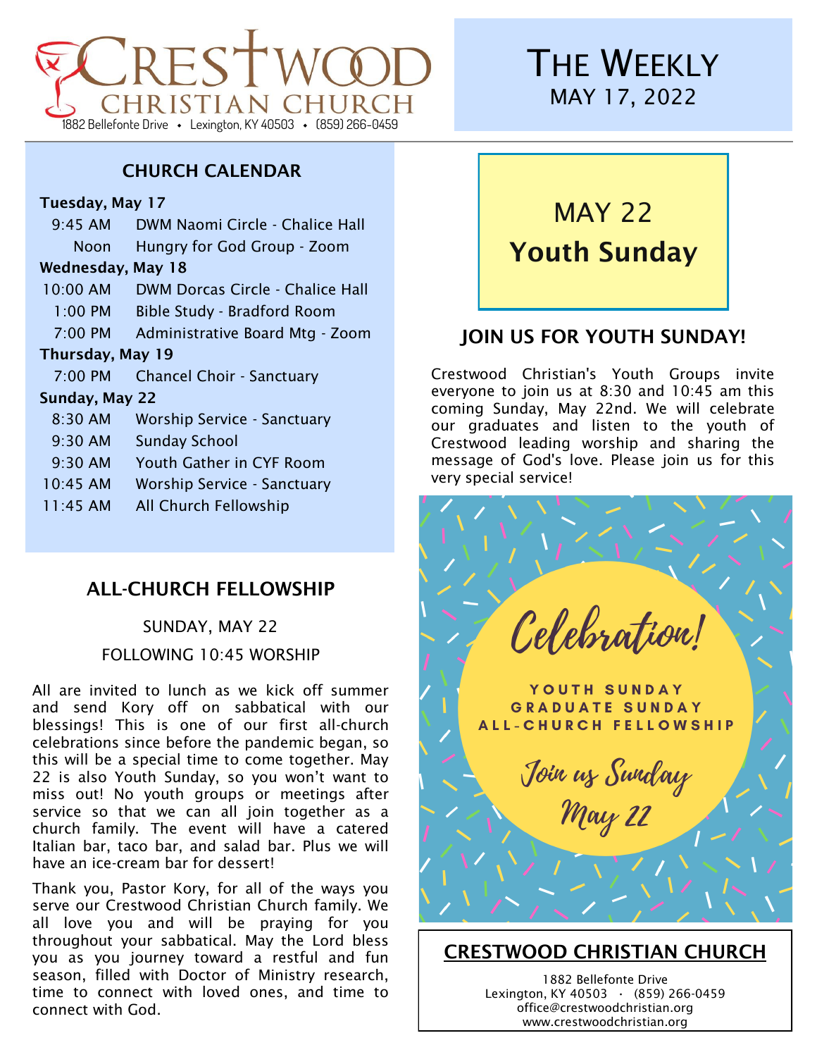# CRESTWOOD CHRISTIAN CHURCH

1882 Bellefonte Drive • Lexington, KY 40503 • (859) 266-0459

# THE WEEKLY

MAY 17, 2022

## CHURCH CALENDAR

**Tuesday, May 17**

| | |
|---|---|
| 9:45 AM | DWM Naomi Circle - Chalice Hall |
| Noon | Hungry for God Group - Zoom |

**Wednesday, May 18**

| | |
|---|---|
| 10:00 AM | DWM Dorcas Circle - Chalice Hall |
| 1:00 PM | Bible Study - Bradford Room |
| 7:00 PM | Administrative Board Mtg - Zoom |

**Thursday, May 19**

| | |
|---|---|
| 7:00 PM | Chancel Choir - Sanctuary |

**Sunday, May 22**

| | |
|---|---|
| 8:30 AM | Worship Service - Sanctuary |
| 9:30 AM | Sunday School |
| 9:30 AM | Youth Gather in CYF Room |
| 10:45 AM | Worship Service - Sanctuary |
| 11:45 AM | All Church Fellowship |

## ALL-CHURCH FELLOWSHIP

SUNDAY, MAY 22

FOLLOWING 10:45 WORSHIP

All are invited to lunch as we kick off summer and send Kory off on sabbatical with our blessings! This is one of our first all-church celebrations since before the pandemic began, so this will be a special time to come together. May 22 is also Youth Sunday, so you won't want to miss out! No youth groups or meetings after service so that we can all join together as a church family. The event will have a catered Italian bar, taco bar, and salad bar. Plus we will have an ice-cream bar for dessert!

Thank you, Pastor Kory, for all of the ways you serve our Crestwood Christian Church family. We all love you and will be praying for you throughout your sabbatical. May the Lord bless you as you journey toward a restful and fun season, filled with Doctor of Ministry research, time to connect with loved ones, and time to connect with God.

## MAY 22
## **Youth Sunday**

## JOIN US FOR YOUTH SUNDAY!

Crestwood Christian's Youth Groups invite everyone to join us at 8:30 and 10:45 am this coming Sunday, May 22nd. We will celebrate our graduates and listen to the youth of Crestwood leading worship and sharing the message of God's love. Please join us for this very special service!

*Celebration!*

YOUTH SUNDAY
GRADUATE SUNDAY
ALL-CHURCH FELLOWSHIP

*Join us Sunday*
*May 22*

## CRESTWOOD CHRISTIAN CHURCH

1882 Bellefonte Drive
Lexington, KY 40503 · (859) 266-0459
office@crestwoodchristian.org
www.crestwoodchristian.org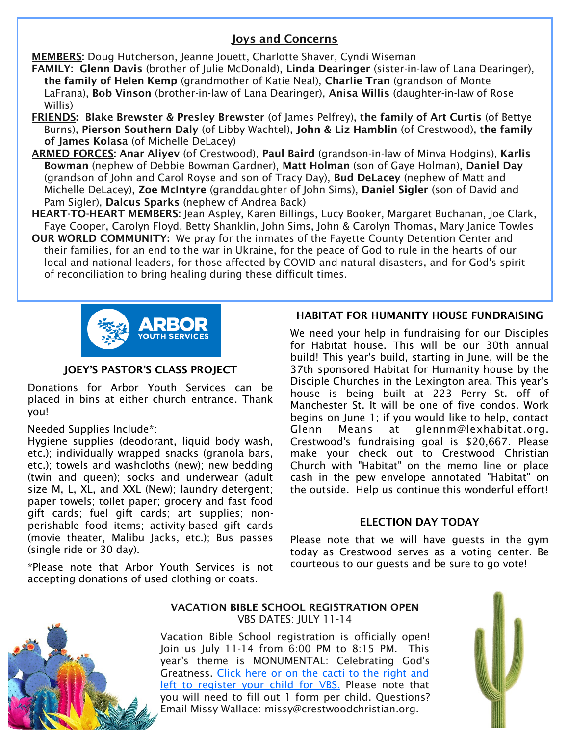## Joys and Concerns

**MEMBERS:** Doug Hutcherson, Jeanne Jouett, Charlotte Shaver, Cyndi Wiseman

**FAMILY:** **Glenn Davis** (brother of Julie McDonald), **Linda Dearinger** (sister-in-law of Lana Dearinger), **the family of Helen Kemp** (grandmother of Katie Neal), **Charlie Tran** (grandson of Monte LaFrana), **Bob Vinson** (brother-in-law of Lana Dearinger), **Anisa Willis** (daughter-in-law of Rose Willis)

**FRIENDS:** **Blake Brewster & Presley Brewster** (of James Pelfrey), **the family of Art Curtis** (of Bettye Burns), **Pierson Southern Daly** (of Libby Wachtel), **John & Liz Hamblin** (of Crestwood), **the family of James Kolasa** (of Michelle DeLacey)

**ARMED FORCES:** **Anar Aliyev** (of Crestwood), **Paul Baird** (grandson-in-law of Minva Hodgins), **Karlis Bowman** (nephew of Debbie Bowman Gardner), **Matt Holman** (son of Gaye Holman), **Daniel Day** (grandson of John and Carol Royse and son of Tracy Day), **Bud DeLacey** (nephew of Matt and Michelle DeLacey), **Zoe McIntyre** (granddaughter of John Sims), **Daniel Sigler** (son of David and Pam Sigler), **Dalcus Sparks** (nephew of Andrea Back)

**HEART-TO-HEART MEMBERS:** Jean Aspley, Karen Billings, Lucy Booker, Margaret Buchanan, Joe Clark, Faye Cooper, Carolyn Floyd, Betty Shanklin, John Sims, John & Carolyn Thomas, Mary Janice Towles

**OUR WORLD COMMUNITY:** We pray for the inmates of the Fayette County Detention Center and their families, for an end to the war in Ukraine, for the peace of God to rule in the hearts of our local and national leaders, for those affected by COVID and natural disasters, and for God's spirit of reconciliation to bring healing during these difficult times.

ARBOR YOUTH SERVICES

### JOEY'S PASTOR'S CLASS PROJECT

Donations for Arbor Youth Services can be placed in bins at either church entrance. Thank you!

Needed Supplies Include*:

Hygiene supplies (deodorant, liquid body wash, etc.); individually wrapped snacks (granola bars, etc.); towels and washcloths (new); new bedding (twin and queen); socks and underwear (adult size M, L, XL, and XXL (New); laundry detergent; paper towels; toilet paper; grocery and fast food gift cards; fuel gift cards; art supplies; non-perishable food items; activity-based gift cards (movie theater, Malibu Jacks, etc.); Bus passes (single ride or 30 day).

*Please note that Arbor Youth Services is not accepting donations of used clothing or coats.

### HABITAT FOR HUMANITY HOUSE FUNDRAISING

We need your help in fundraising for our Disciples for Habitat house. This will be our 30th annual build! This year's build, starting in June, will be the 37th sponsored Habitat for Humanity house by the Disciple Churches in the Lexington area. This year's house is being built at 223 Perry St. off of Manchester St. It will be one of five condos. Work begins on June 1; if you would like to help, contact Glenn Means at glennm@lexhabitat.org. Crestwood's fundraising goal is $20,667. Please make your check out to Crestwood Christian Church with "Habitat" on the memo line or place cash in the pew envelope annotated "Habitat" on the outside. Help us continue this wonderful effort!

### ELECTION DAY TODAY

Please note that we will have guests in the gym today as Crestwood serves as a voting center. Be courteous to our guests and be sure to go vote!

### VACATION BIBLE SCHOOL REGISTRATION OPEN

VBS DATES: JULY 11-14

Vacation Bible School registration is officially open! Join us July 11-14 from 6:00 PM to 8:15 PM. This year's theme is MONUMENTAL: Celebrating God's Greatness. Click here or on the cacti to the right and left to register your child for VBS. Please note that you will need to fill out 1 form per child. Questions? Email Missy Wallace: missy@crestwoodchristian.org.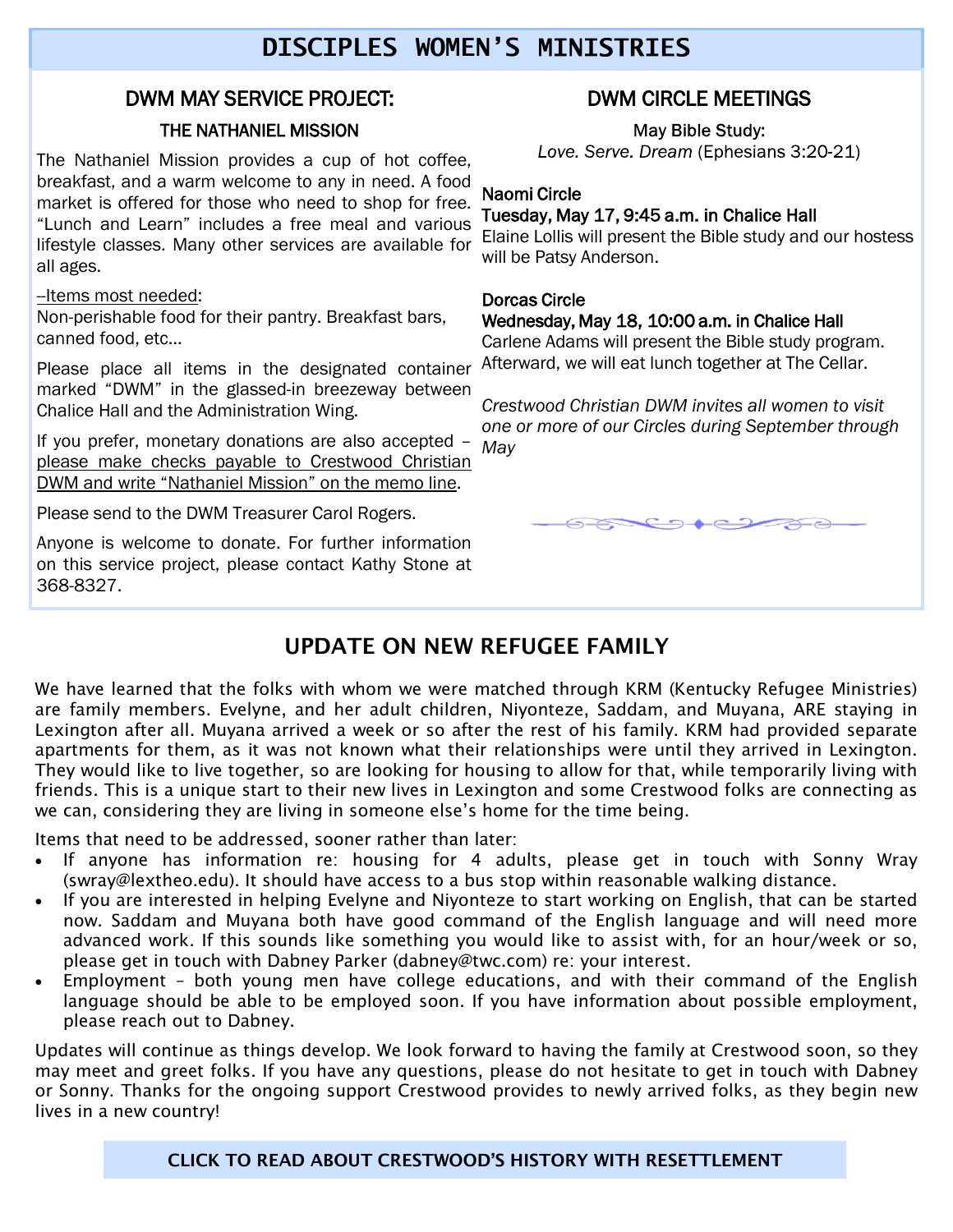# DISCIPLES WOMEN'S MINISTRIES

## DWM MAY SERVICE PROJECT:

### THE NATHANIEL MISSION

The Nathaniel Mission provides a cup of hot coffee, breakfast, and a warm welcome to any in need. A food market is offered for those who need to shop for free. "Lunch and Learn" includes a free meal and various lifestyle classes. Many other services are available for all ages.

–Items most needed:
Non-perishable food for their pantry. Breakfast bars, canned food, etc…

Please place all items in the designated container marked "DWM" in the glassed-in breezeway between Chalice Hall and the Administration Wing.

If you prefer, monetary donations are also accepted – please make checks payable to Crestwood Christian DWM and write "Nathaniel Mission" on the memo line.

Please send to the DWM Treasurer Carol Rogers.

Anyone is welcome to donate. For further information on this service project, please contact Kathy Stone at 368-8327.

## DWM CIRCLE MEETINGS

May Bible Study:
*Love. Serve. Dream* (Ephesians 3:20-21)

Naomi Circle
Tuesday, May 17, 9:45 a.m. in Chalice Hall
Elaine Lollis will present the Bible study and our hostess will be Patsy Anderson.

Dorcas Circle
Wednesday, May 18, 10:00 a.m. in Chalice Hall
Carlene Adams will present the Bible study program. Afterward, we will eat lunch together at The Cellar.

*Crestwood Christian DWM invites all women to visit one or more of our Circles during September through May*

## UPDATE ON NEW REFUGEE FAMILY

We have learned that the folks with whom we were matched through KRM (Kentucky Refugee Ministries) are family members. Evelyne, and her adult children, Niyonteze, Saddam, and Muyana, ARE staying in Lexington after all. Muyana arrived a week or so after the rest of his family. KRM had provided separate apartments for them, as it was not known what their relationships were until they arrived in Lexington. They would like to live together, so are looking for housing to allow for that, while temporarily living with friends. This is a unique start to their new lives in Lexington and some Crestwood folks are connecting as we can, considering they are living in someone else's home for the time being.

Items that need to be addressed, sooner rather than later:

- If anyone has information re: housing for 4 adults, please get in touch with Sonny Wray (swray@lextheo.edu). It should have access to a bus stop within reasonable walking distance.
- If you are interested in helping Evelyne and Niyonteze to start working on English, that can be started now. Saddam and Muyana both have good command of the English language and will need more advanced work. If this sounds like something you would like to assist with, for an hour/week or so, please get in touch with Dabney Parker (dabney@twc.com) re: your interest.
- Employment – both young men have college educations, and with their command of the English language should be able to be employed soon. If you have information about possible employment, please reach out to Dabney.

Updates will continue as things develop. We look forward to having the family at Crestwood soon, so they may meet and greet folks. If you have any questions, please do not hesitate to get in touch with Dabney or Sonny. Thanks for the ongoing support Crestwood provides to newly arrived folks, as they begin new lives in a new country!

**CLICK TO READ ABOUT CRESTWOOD'S HISTORY WITH RESETTLEMENT**